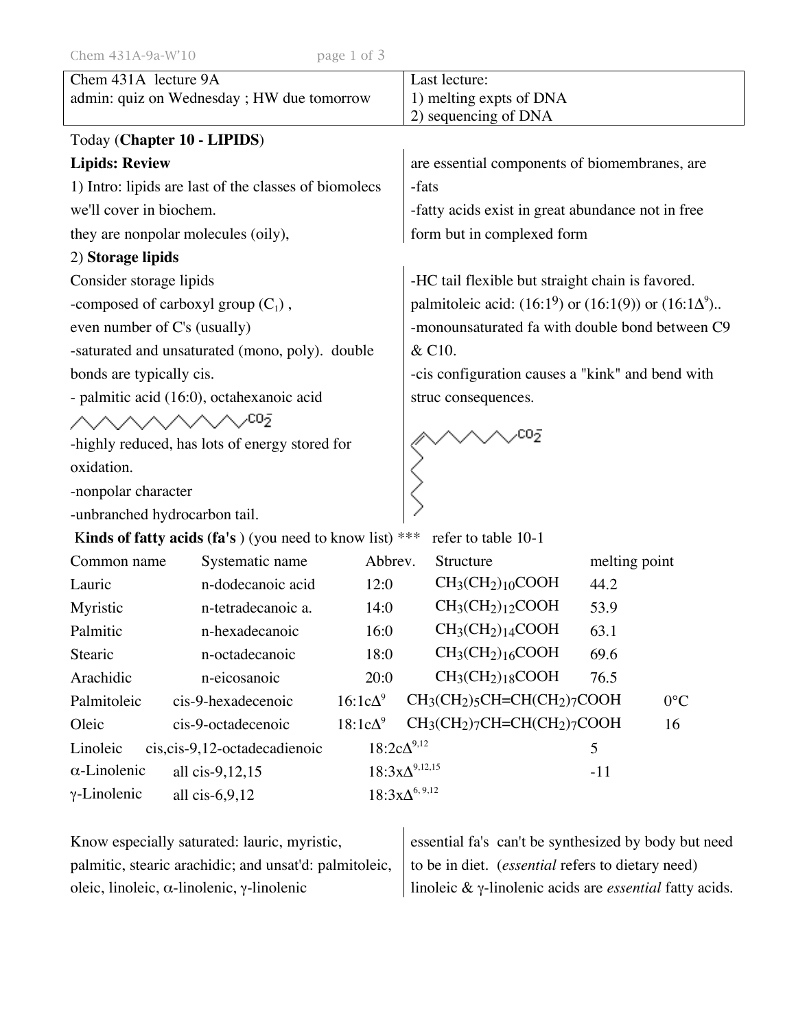| Chem 431A lecture 9A<br>admin: quiz on Wednesday ; HW due tomorrow | Last lecture:<br>1) melting expts of DNA<br>2) sequencing of DNA |
|---|---|

Today (**Chapter 10 - LIPIDS**)

**Lipids: Review**

1) Intro: lipids are last of the classes of biomolecs we'll cover in biochem.
they are nonpolar molecules (oily),
are essential components of biomembranes, are
-fats
-fatty acids exist in great abundance not in free form but in complexed form

2) **Storage lipids**

Consider storage lipids
-composed of carboxyl group ($C_1$) ,
even number of C's (usually)
-saturated and unsaturated (mono, poly). double bonds are typically cis.
- palmitic acid (16:0), octahexanoic acid
-highly reduced, has lots of energy stored for oxidation.
-nonpolar character
-unbranched hydrocarbon tail.
-HC tail flexible but straight chain is favored.
palmitoleic acid: ($16:1^9$) or (16:1(9)) or ($16:1\Delta^9$)..
-monounsaturated fa with double bond between C9 & C10.
-cis configuration causes a "kink" and bend with struc consequences.

**Kinds of fatty acids (fa's** ) (you need to know list) *** refer to table 10-1

| Common name | Systematic name | Abbrev. | Structure | melting point |
|---|---|---|---|---|
| Lauric | n-dodecanoic acid | 12:0 | $CH_3(CH_2)_{10}COOH$ | 44.2 |
| Myristic | n-tetradecanoic a. | 14:0 | $CH_3(CH_2)_{12}COOH$ | 53.9 |
| Palmitic | n-hexadecanoic | 16:0 | $CH_3(CH_2)_{14}COOH$ | 63.1 |
| Stearic | n-octadecanoic | 18:0 | $CH_3(CH_2)_{16}COOH$ | 69.6 |
| Arachidic | n-eicosanoic | 20:0 | $CH_3(CH_2)_{18}COOH$ | 76.5 |
| Palmitoleic | cis-9-hexadecenoic | $16:1c\Delta^9$ | $CH_3(CH_2)_5CH{=}CH(CH_2)_7COOH$ | 0°C |
| Oleic | cis-9-octadecenoic | $18:1c\Delta^9$ | $CH_3(CH_2)_7CH{=}CH(CH_2)_7COOH$ | 16 |
| Linoleic | cis,cis-9,12-octadecadienoic | $18:2c\Delta^{9,12}$ | | 5 |
| α-Linolenic | all cis-9,12,15 | $18:3x\Delta^{9,12,15}$ | | -11 |
| γ-Linolenic | all cis-6,9,12 | $18:3x\Delta^{6,9,12}$ | | |

Know especially saturated: lauric, myristic, palmitic, stearic arachidic; and unsat'd: palmitoleic, oleic, linoleic, α-linolenic, γ-linolenic

essential fa's can't be synthesized by body but need to be in diet. (*essential* refers to dietary need)
linoleic & γ-linolenic acids are *essential* fatty acids.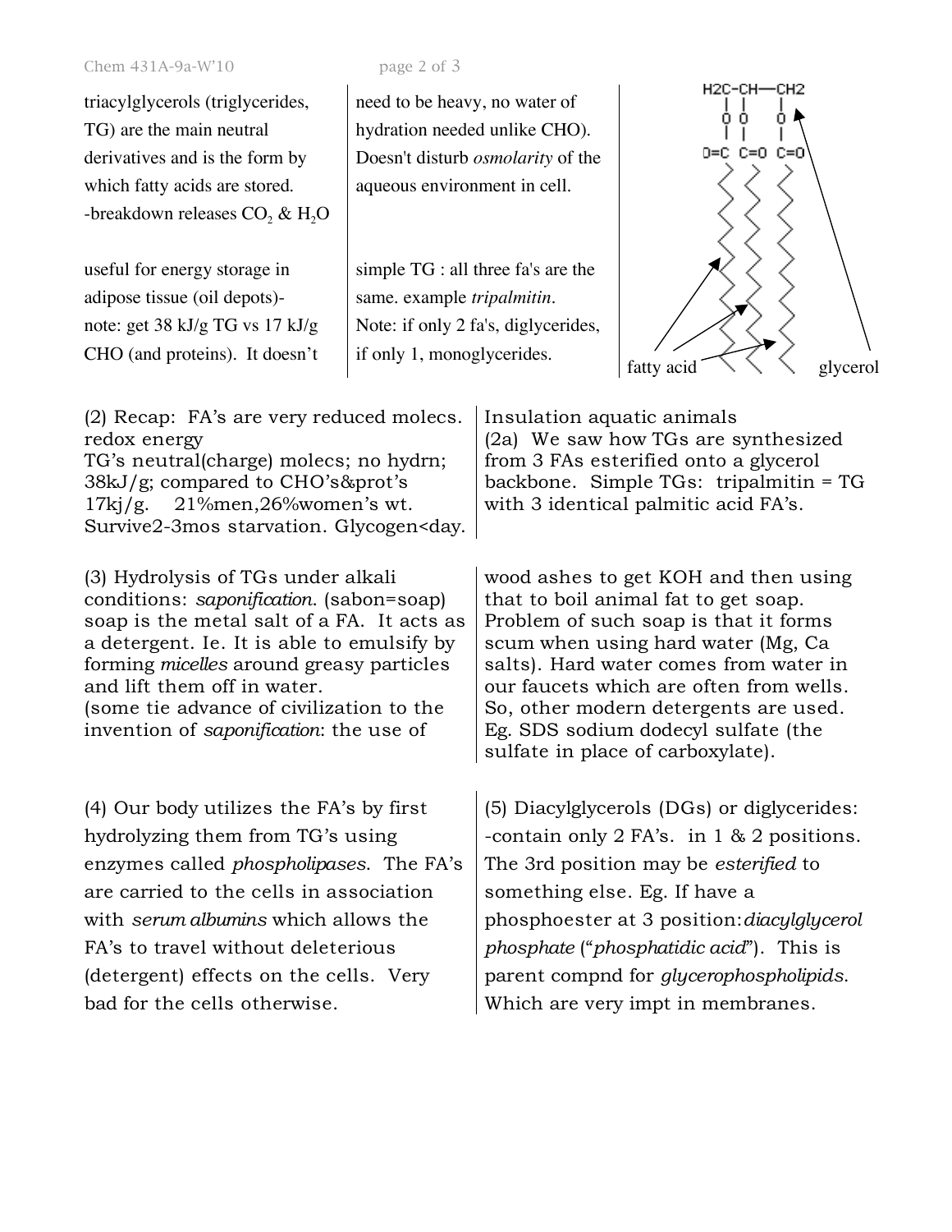triacylglycerols (triglycerides, TG) are the main neutral derivatives and is the form by which fatty acids are stored.
-breakdown releases $CO_2$ & $H_2O$

useful for energy storage in adipose tissue (oil depots)- note: get 38 kJ/g TG vs 17 kJ/g CHO (and proteins). It doesn't need to be heavy, no water of hydration needed unlike CHO). Doesn't disturb *osmolarity* of the aqueous environment in cell.

simple TG : all three fa's are the same. example *tripalmitin*. Note: if only 2 fa's, diglycerides, if only 1, monoglycerides.

H2C–CH—CH2 | | | O O O | | | O=C C=O C=O

fatty acid — glycerol

(2) Recap: FA's are very reduced molecs. redox energy
TG's neutral(charge) molecs; no hydrn; 38kJ/g; compared to CHO's&prot's 17kj/g. 21%men,26%women's wt. Survive2-3mos starvation. Glycogen<day.
Insulation aquatic animals
(2a) We saw how TGs are synthesized from 3 FAs esterified onto a glycerol backbone. Simple TGs: tripalmitin = TG with 3 identical palmitic acid FA's.

(3) Hydrolysis of TGs under alkali conditions: *saponification*. (sabon=soap) soap is the metal salt of a FA. It acts as a detergent. Ie. It is able to emulsify by forming *micelles* around greasy particles and lift them off in water.
(some tie advance of civilization to the invention of *saponification*: the use of wood ashes to get KOH and then using that to boil animal fat to get soap. Problem of such soap is that it forms scum when using hard water (Mg, Ca salts). Hard water comes from water in our faucets which are often from wells. So, other modern detergents are used. Eg. SDS sodium dodecyl sulfate (the sulfate in place of carboxylate).

(4) Our body utilizes the FA's by first hydrolyzing them from TG's using enzymes called *phospholipases*. The FA's are carried to the cells in association with *serum albumins* which allows the FA's to travel without deleterious (detergent) effects on the cells. Very bad for the cells otherwise.

(5) Diacylglycerols (DGs) or diglycerides:
-contain only 2 FA's. in 1 & 2 positions. The 3rd position may be *esterified* to something else. Eg. If have a phosphoester at 3 position: *diacylglycerol phosphate* ("*phosphatidic acid*"). This is parent compnd for *glycerophospholipids*. Which are very impt in membranes.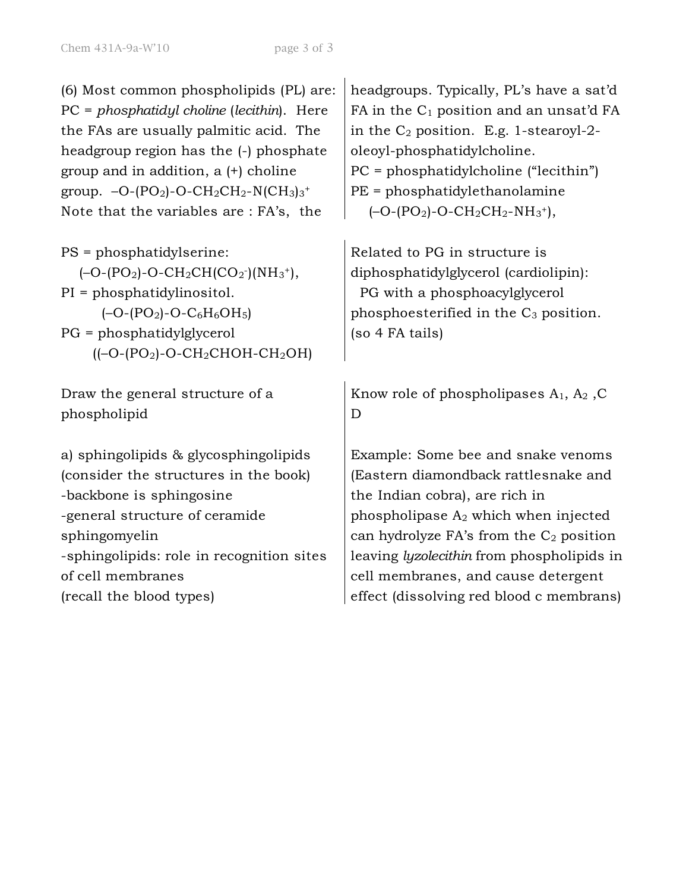(6) Most common phospholipids (PL) are: PC = *phosphatidyl choline* (*lecithin*). Here the FAs are usually palmitic acid. The headgroup region has the (-) phosphate group and in addition, a (+) choline group. $–O-(PO_2)-O-CH_2CH_2-N(CH_3)_3^+$ Note that the variables are : FA's, the headgroups. Typically, PL's have a sat'd FA in the $C_1$ position and an unsat'd FA in the $C_2$ position. E.g. 1-stearoyl-2-oleoyl-phosphatidylcholine.

PC = phosphatidylcholine ("lecithin")

PE = phosphatidylethanolamine
($–O-(PO_2)-O-CH_2CH_2-NH_3^+$),

PS = phosphatidylserine:
($–O-(PO_2)-O-CH_2CH(CO_2^-)(NH_3^+)$),

PI = phosphatidylinositol.
($–O-(PO_2)-O-C_6H_6OH_5$)

PG = phosphatidylglycerol
(($–O-(PO_2)-O-CH_2CHOH-CH_2OH$)

Related to PG in structure is diphosphatidylglycerol (cardiolipin):
PG with a phosphoacylglycerol phosphoesterified in the $C_3$ position. (so 4 FA tails)

Draw the general structure of a phospholipid

Know role of phospholipases $A_1$, $A_2$ ,C D

a) sphingolipids & glycosphingolipids (consider the structures in the book)
-backbone is sphingosine
-general structure of ceramide sphingomyelin
-sphingolipids: role in recognition sites of cell membranes
(recall the blood types)

Example: Some bee and snake venoms (Eastern diamondback rattlesnake and the Indian cobra), are rich in phospholipase $A_2$ which when injected can hydrolyze FA's from the $C_2$ position leaving *lyzolecithin* from phospholipids in cell membranes, and cause detergent effect (dissolving red blood c membrans)